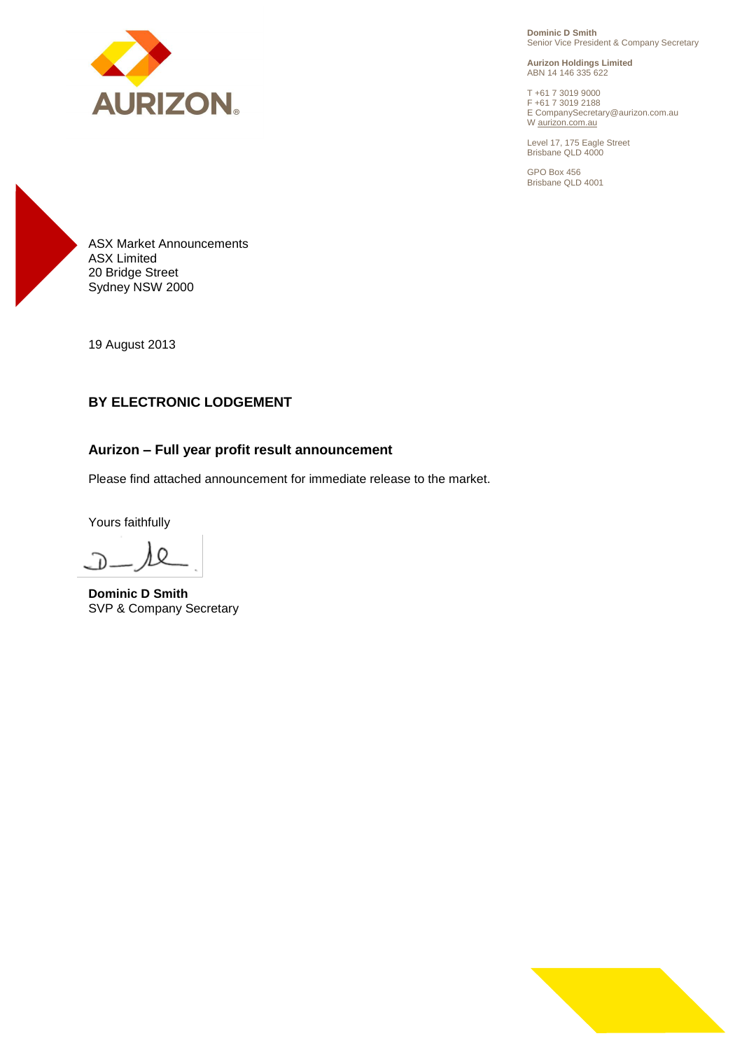AURIZON

**Dominic D Smith**
Senior Vice President & Company Secretary

**Aurizon Holdings Limited**
ABN 14 146 335 622

T +61 7 3019 9000
F +61 7 3019 2188
E CompanySecretary@aurizon.com.au
W aurizon.com.au

Level 17, 175 Eagle Street
Brisbane QLD 4000

GPO Box 456
Brisbane QLD 4001

ASX Market Announcements
ASX Limited
20 Bridge Street
Sydney NSW 2000

19 August 2013

**BY ELECTRONIC LODGEMENT**

**Aurizon – Full year profit result announcement**

Please find attached announcement for immediate release to the market.

Yours faithfully

**Dominic D Smith**
SVP & Company Secretary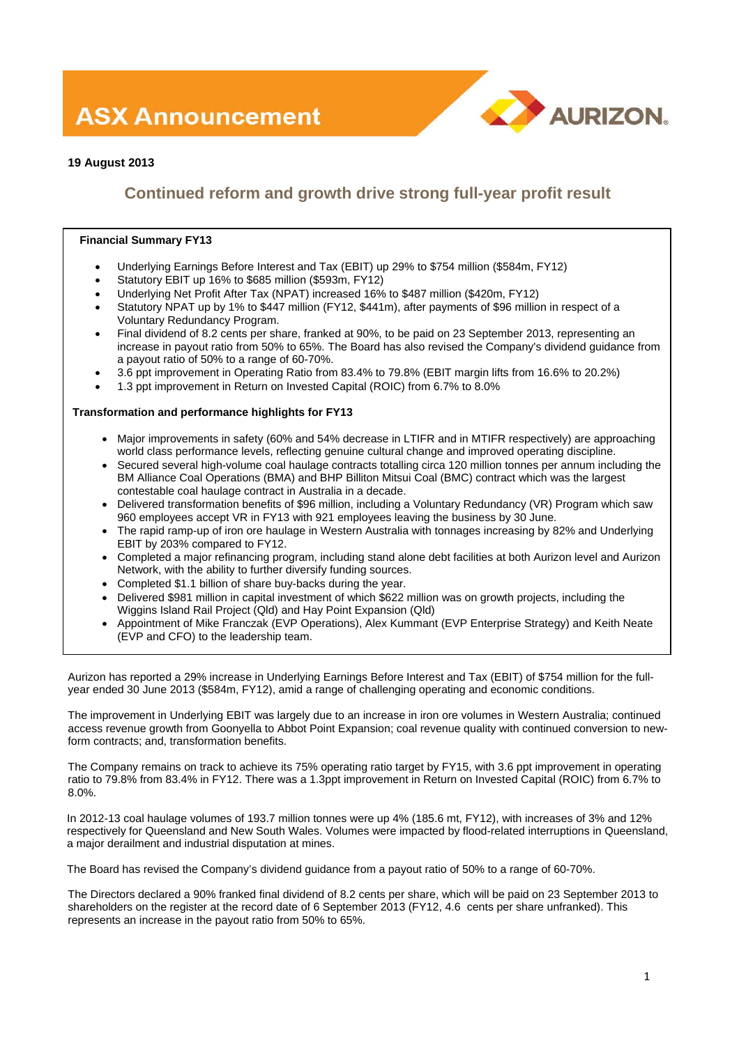# ASX Announcement

**19 August 2013**

## Continued reform and growth drive strong full-year profit result

**Financial Summary FY13**

- Underlying Earnings Before Interest and Tax (EBIT) up 29% to $754 million ($584m, FY12)
- Statutory EBIT up 16% to $685 million ($593m, FY12)
- Underlying Net Profit After Tax (NPAT) increased 16% to $487 million ($420m, FY12)
- Statutory NPAT up by 1% to $447 million (FY12, $441m), after payments of $96 million in respect of a Voluntary Redundancy Program.
- Final dividend of 8.2 cents per share, franked at 90%, to be paid on 23 September 2013, representing an increase in payout ratio from 50% to 65%. The Board has also revised the Company's dividend guidance from a payout ratio of 50% to a range of 60-70%.
- 3.6 ppt improvement in Operating Ratio from 83.4% to 79.8% (EBIT margin lifts from 16.6% to 20.2%)
- 1.3 ppt improvement in Return on Invested Capital (ROIC) from 6.7% to 8.0%

**Transformation and performance highlights for FY13**

- Major improvements in safety (60% and 54% decrease in LTIFR and in MTIFR respectively) are approaching world class performance levels, reflecting genuine cultural change and improved operating discipline.
- Secured several high-volume coal haulage contracts totalling circa 120 million tonnes per annum including the BM Alliance Coal Operations (BMA) and BHP Billiton Mitsui Coal (BMC) contract which was the largest contestable coal haulage contract in Australia in a decade.
- Delivered transformation benefits of $96 million, including a Voluntary Redundancy (VR) Program which saw 960 employees accept VR in FY13 with 921 employees leaving the business by 30 June.
- The rapid ramp-up of iron ore haulage in Western Australia with tonnages increasing by 82% and Underlying EBIT by 203% compared to FY12.
- Completed a major refinancing program, including stand alone debt facilities at both Aurizon level and Aurizon Network, with the ability to further diversify funding sources.
- Completed $1.1 billion of share buy-backs during the year.
- Delivered $981 million in capital investment of which $622 million was on growth projects, including the Wiggins Island Rail Project (Qld) and Hay Point Expansion (Qld)
- Appointment of Mike Franczak (EVP Operations), Alex Kummant (EVP Enterprise Strategy) and Keith Neate (EVP and CFO) to the leadership team.

Aurizon has reported a 29% increase in Underlying Earnings Before Interest and Tax (EBIT) of $754 million for the full-year ended 30 June 2013 ($584m, FY12), amid a range of challenging operating and economic conditions.

The improvement in Underlying EBIT was largely due to an increase in iron ore volumes in Western Australia; continued access revenue growth from Goonyella to Abbot Point Expansion; coal revenue quality with continued conversion to new-form contracts; and, transformation benefits.

The Company remains on track to achieve its 75% operating ratio target by FY15, with 3.6 ppt improvement in operating ratio to 79.8% from 83.4% in FY12. There was a 1.3ppt improvement in Return on Invested Capital (ROIC) from 6.7% to 8.0%.

In 2012-13 coal haulage volumes of 193.7 million tonnes were up 4% (185.6 mt, FY12), with increases of 3% and 12% respectively for Queensland and New South Wales. Volumes were impacted by flood-related interruptions in Queensland, a major derailment and industrial disputation at mines.

The Board has revised the Company's dividend guidance from a payout ratio of 50% to a range of 60-70%.

The Directors declared a 90% franked final dividend of 8.2 cents per share, which will be paid on 23 September 2013 to shareholders on the register at the record date of 6 September 2013 (FY12, 4.6 cents per share unfranked). This represents an increase in the payout ratio from 50% to 65%.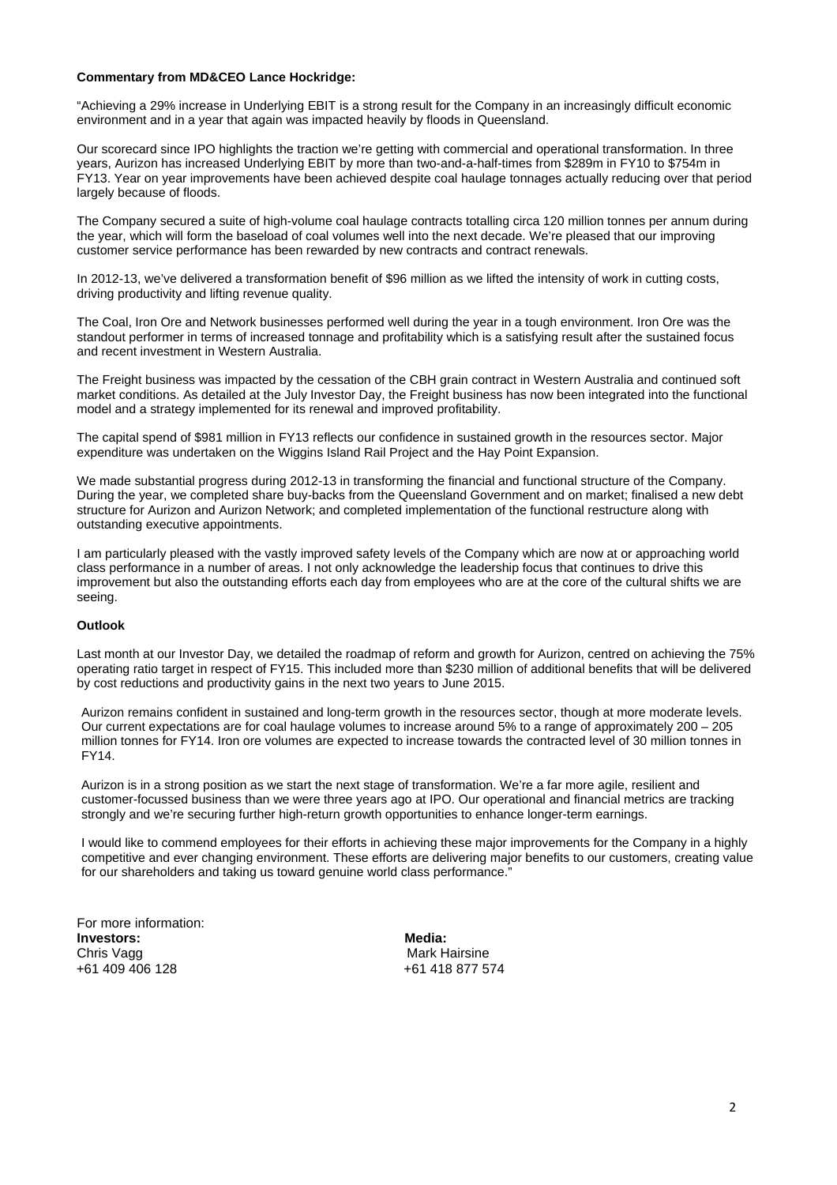**Commentary from MD&CEO Lance Hockridge:**

"Achieving a 29% increase in Underlying EBIT is a strong result for the Company in an increasingly difficult economic environment and in a year that again was impacted heavily by floods in Queensland.

Our scorecard since IPO highlights the traction we're getting with commercial and operational transformation. In three years, Aurizon has increased Underlying EBIT by more than two-and-a-half-times from $289m in FY10 to $754m in FY13. Year on year improvements have been achieved despite coal haulage tonnages actually reducing over that period largely because of floods.

The Company secured a suite of high-volume coal haulage contracts totalling circa 120 million tonnes per annum during the year, which will form the baseload of coal volumes well into the next decade. We're pleased that our improving customer service performance has been rewarded by new contracts and contract renewals.

In 2012-13, we've delivered a transformation benefit of $96 million as we lifted the intensity of work in cutting costs, driving productivity and lifting revenue quality.

The Coal, Iron Ore and Network businesses performed well during the year in a tough environment. Iron Ore was the standout performer in terms of increased tonnage and profitability which is a satisfying result after the sustained focus and recent investment in Western Australia.

The Freight business was impacted by the cessation of the CBH grain contract in Western Australia and continued soft market conditions. As detailed at the July Investor Day, the Freight business has now been integrated into the functional model and a strategy implemented for its renewal and improved profitability.

The capital spend of $981 million in FY13 reflects our confidence in sustained growth in the resources sector. Major expenditure was undertaken on the Wiggins Island Rail Project and the Hay Point Expansion.

We made substantial progress during 2012-13 in transforming the financial and functional structure of the Company. During the year, we completed share buy-backs from the Queensland Government and on market; finalised a new debt structure for Aurizon and Aurizon Network; and completed implementation of the functional restructure along with outstanding executive appointments.

I am particularly pleased with the vastly improved safety levels of the Company which are now at or approaching world class performance in a number of areas. I not only acknowledge the leadership focus that continues to drive this improvement but also the outstanding efforts each day from employees who are at the core of the cultural shifts we are seeing.

**Outlook**

Last month at our Investor Day, we detailed the roadmap of reform and growth for Aurizon, centred on achieving the 75% operating ratio target in respect of FY15. This included more than $230 million of additional benefits that will be delivered by cost reductions and productivity gains in the next two years to June 2015.

Aurizon remains confident in sustained and long-term growth in the resources sector, though at more moderate levels. Our current expectations are for coal haulage volumes to increase around 5% to a range of approximately 200 – 205 million tonnes for FY14. Iron ore volumes are expected to increase towards the contracted level of 30 million tonnes in FY14.

Aurizon is in a strong position as we start the next stage of transformation. We're a far more agile, resilient and customer-focussed business than we were three years ago at IPO. Our operational and financial metrics are tracking strongly and we're securing further high-return growth opportunities to enhance longer-term earnings.

I would like to commend employees for their efforts in achieving these major improvements for the Company in a highly competitive and ever changing environment. These efforts are delivering major benefits to our customers, creating value for our shareholders and taking us toward genuine world class performance."

For more information:

**Investors:**
Chris Vagg
+61 409 406 128

**Media:**
Mark Hairsine
+61 418 877 574